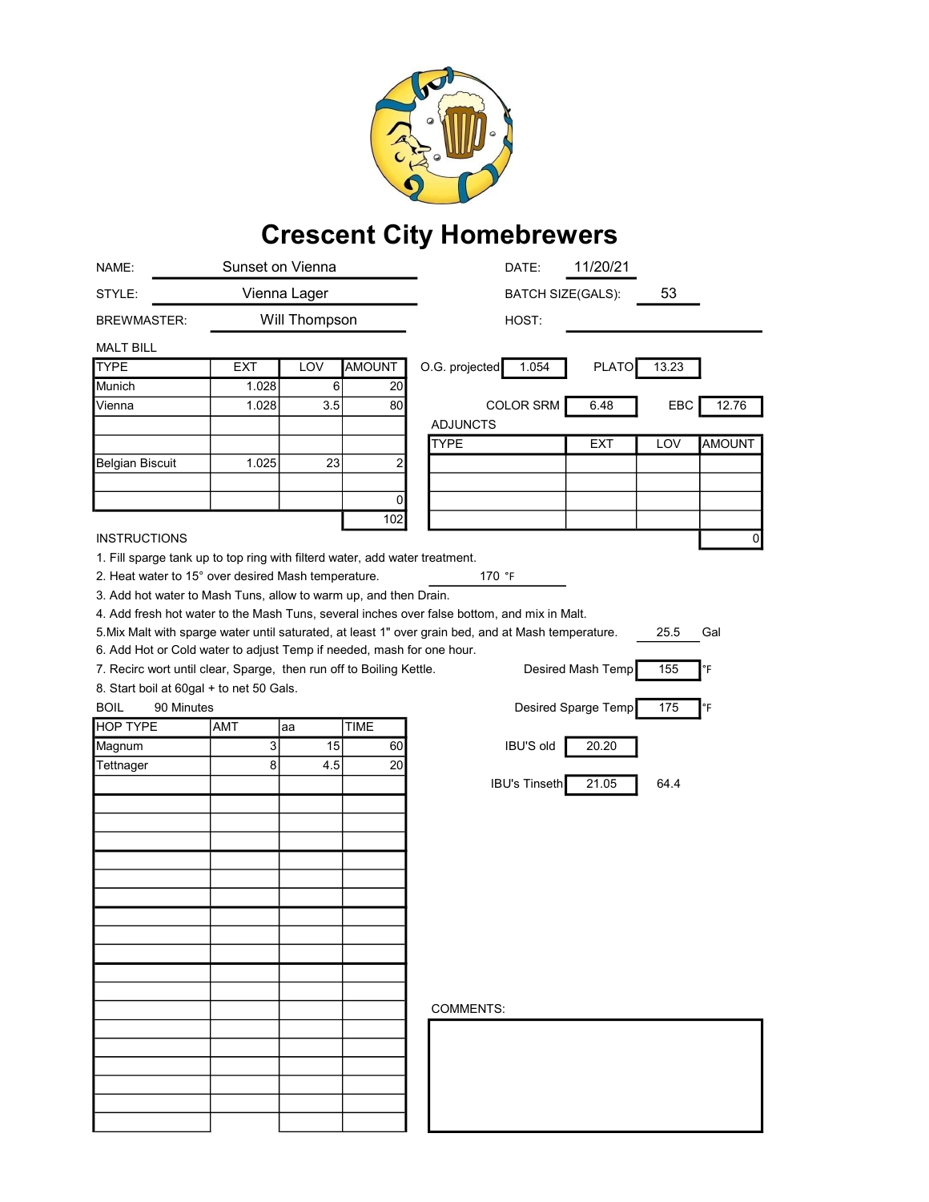# Crescent City Homebrewers

NAME: Sunset on Vienna

DATE: 11/20/21

STYLE: Vienna Lager

BATCH SIZE(GALS): 53

BREWMASTER: Will Thompson

HOST:

MALT BILL

| TYPE | EXT | LOV | AMOUNT |
|---|---|---|---|
| Munich | 1.028 | 6 | 20 |
| Vienna | 1.028 | 3.5 | 80 |
| | | | |
| | | | |
| Belgian Biscuit | 1.025 | 23 | 2 |
| | | | |
| | | | 0 |
| | | | 102 |

O.G. projected: 1.054

PLATO: 13.23

COLOR SRM: 6.48

EBC: 12.76

ADJUNCTS

| TYPE | EXT | LOV | AMOUNT |
|---|---|---|---|
| | | | |
| | | | |
| | | | |
| | | | |
| | | | 0 |

INSTRUCTIONS

1. Fill sparge tank up to top ring with filterd water, add water treatment.
2. Heat water to 15° over desired Mash temperature. 170 °F
3. Add hot water to Mash Tuns, allow to warm up, and then Drain.
4. Add fresh hot water to the Mash Tuns, several inches over false bottom, and mix in Malt.
5. Mix Malt with sparge water until saturated, at least 1" over grain bed, and at Mash temperature. 25.5 Gal
6. Add Hot or Cold water to adjust Temp if needed, mash for one hour.
7. Recirc wort until clear, Sparge, then run off to Boiling Kettle.
8. Start boil at 60gal + to net 50 Gals.

Desired Mash Temp: 155 °F

Desired Sparge Temp: 175 °F

BOIL 90 Minutes

| HOP TYPE | AMT | aa | TIME |
|---|---|---|---|
| Magnum | 3 | 15 | 60 |
| Tettnager | 8 | 4.5 | 20 |
| | | | |
| | | | |
| | | | |
| | | | |
| | | | |
| | | | |
| | | | |
| | | | |
| | | | |
| | | | |
| | | | |
| | | | |
| | | | |
| | | | |
| | | | |
| | | | |
| | | | |
| | | | |

IBU'S old: 20.20

IBU's Tinseth: 21.05 64.4

COMMENTS: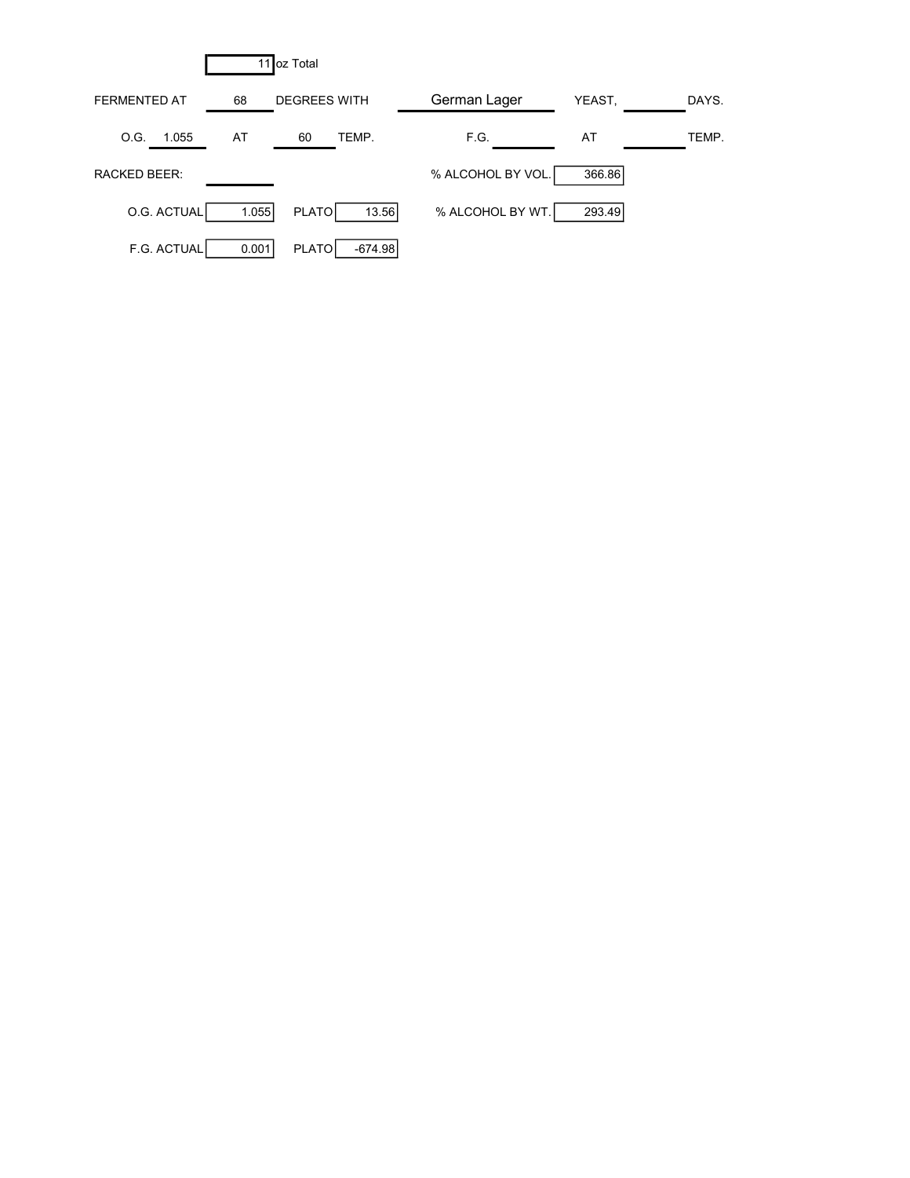| | | | | | | | | |
|---|---|---|---|---|---|---|---|---|
| | 11 | oz Total | | | | | | |
| FERMENTED AT | 68 | DEGREES WITH | | German Lager | YEAST, | | DAYS. | |
| O.G. 1.055 | AT | 60 | TEMP. | F.G. | AT | | TEMP. | |
| RACKED BEER: | | | | % ALCOHOL BY VOL. | 366.86 | | | |
| O.G. ACTUAL | 1.055 | PLATO | 13.56 | % ALCOHOL BY WT. | 293.49 | | | |
| F.G. ACTUAL | 0.001 | PLATO | -674.98 | | | | | |